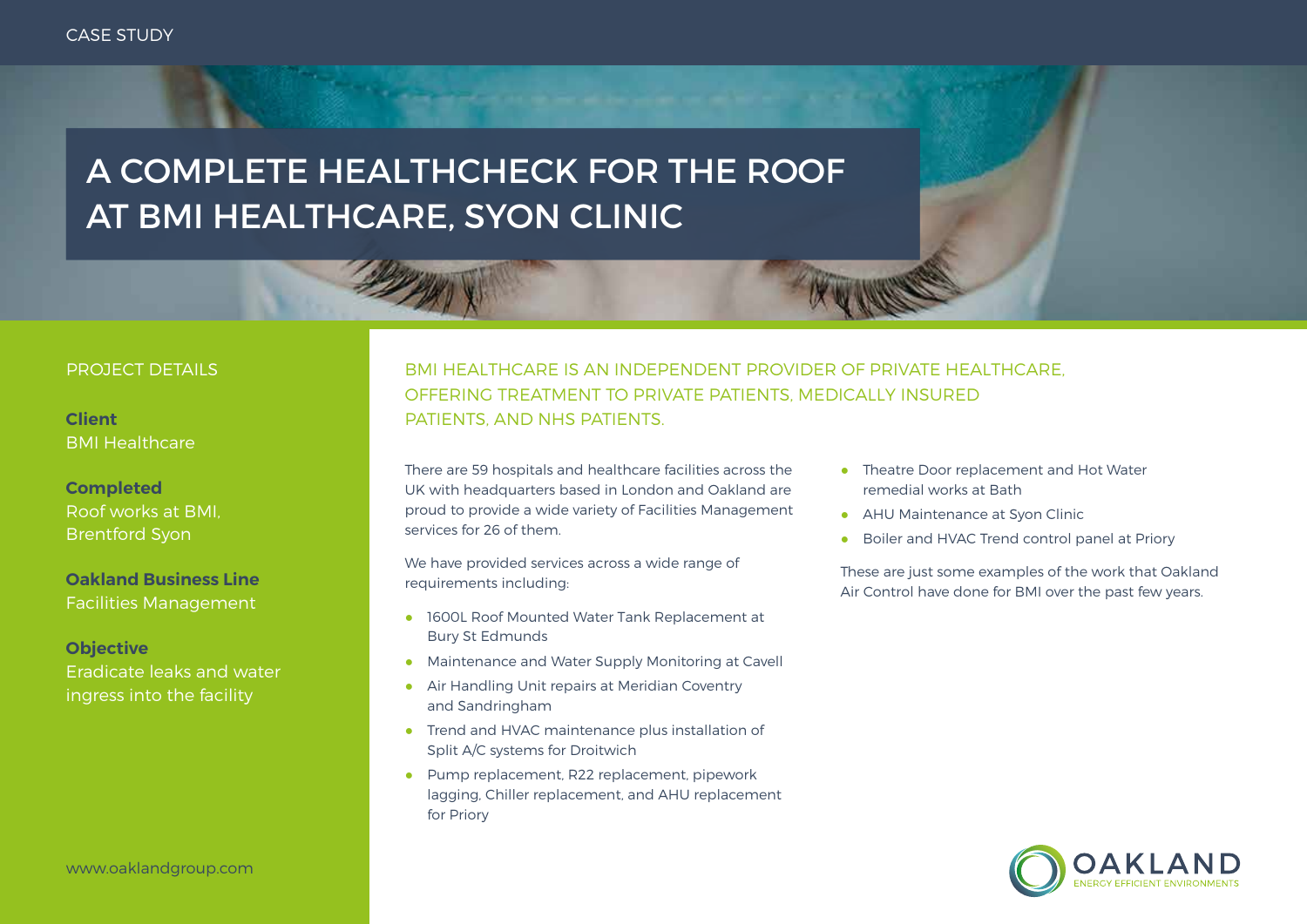CASE STUDY

# A COMPLETE HEALTHCHECK FOR THE ROOF AT BMI HEALTHCARE, SYON CLINIC

## PROJECT DETAILS

**Client**
BMI Healthcare

**Completed**
Roof works at BMI, Brentford Syon

**Oakland Business Line**
Facilities Management

**Objective**
Eradicate leaks and water ingress into the facility

www.oaklandgroup.com

## BMI HEALTHCARE IS AN INDEPENDENT PROVIDER OF PRIVATE HEALTHCARE, OFFERING TREATMENT TO PRIVATE PATIENTS, MEDICALLY INSURED PATIENTS, AND NHS PATIENTS.

There are 59 hospitals and healthcare facilities across the UK with headquarters based in London and Oakland are proud to provide a wide variety of Facilities Management services for 26 of them.

We have provided services across a wide range of requirements including:

- 1600L Roof Mounted Water Tank Replacement at Bury St Edmunds
- Maintenance and Water Supply Monitoring at Cavell
- Air Handling Unit repairs at Meridian Coventry and Sandringham
- Trend and HVAC maintenance plus installation of Split A/C systems for Droitwich
- Pump replacement, R22 replacement, pipework lagging, Chiller replacement, and AHU replacement for Priory
- Theatre Door replacement and Hot Water remedial works at Bath
- AHU Maintenance at Syon Clinic
- Boiler and HVAC Trend control panel at Priory

These are just some examples of the work that Oakland Air Control have done for BMI over the past few years.

OAKLAND
ENERGY EFFICIENT ENVIRONMENTS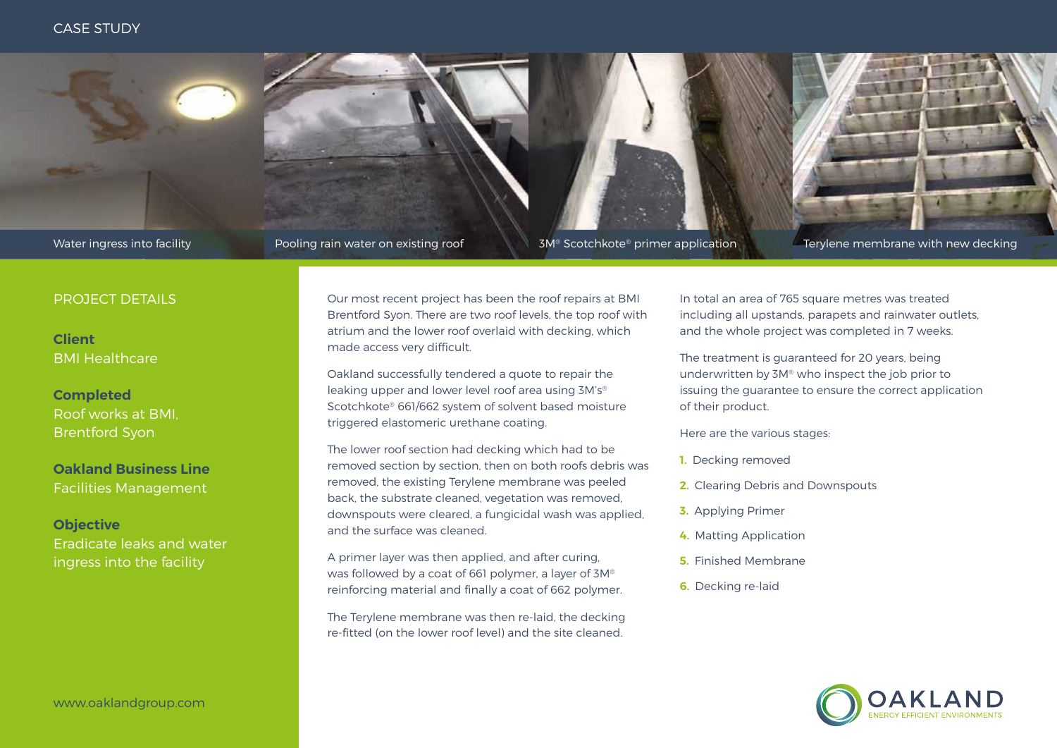# CASE STUDY

Water ingress into facility

Pooling rain water on existing roof

3M® Scotchkote® primer application

Terylene membrane with new decking

## PROJECT DETAILS

**Client**
BMI Healthcare

**Completed**
Roof works at BMI, Brentford Syon

**Oakland Business Line**
Facilities Management

**Objective**
Eradicate leaks and water ingress into the facility

Our most recent project has been the roof repairs at BMI Brentford Syon. There are two roof levels, the top roof with atrium and the lower roof overlaid with decking, which made access very difficult.

Oakland successfully tendered a quote to repair the leaking upper and lower level roof area using 3M's® Scotchkote® 661/662 system of solvent based moisture triggered elastomeric urethane coating.

The lower roof section had decking which had to be removed section by section, then on both roofs debris was removed, the existing Terylene membrane was peeled back, the substrate cleaned, vegetation was removed, downspouts were cleared, a fungicidal wash was applied, and the surface was cleaned.

A primer layer was then applied, and after curing, was followed by a coat of 661 polymer, a layer of 3M® reinforcing material and finally a coat of 662 polymer.

The Terylene membrane was then re-laid, the decking re-fitted (on the lower roof level) and the site cleaned.

In total an area of 765 square metres was treated including all upstands, parapets and rainwater outlets, and the whole project was completed in 7 weeks.

The treatment is guaranteed for 20 years, being underwritten by 3M® who inspect the job prior to issuing the guarantee to ensure the correct application of their product.

Here are the various stages:

1. Decking removed
2. Clearing Debris and Downspouts
3. Applying Primer
4. Matting Application
5. Finished Membrane
6. Decking re-laid

www.oaklandgroup.com

OAKLAND
ENERGY EFFICIENT ENVIRONMENTS